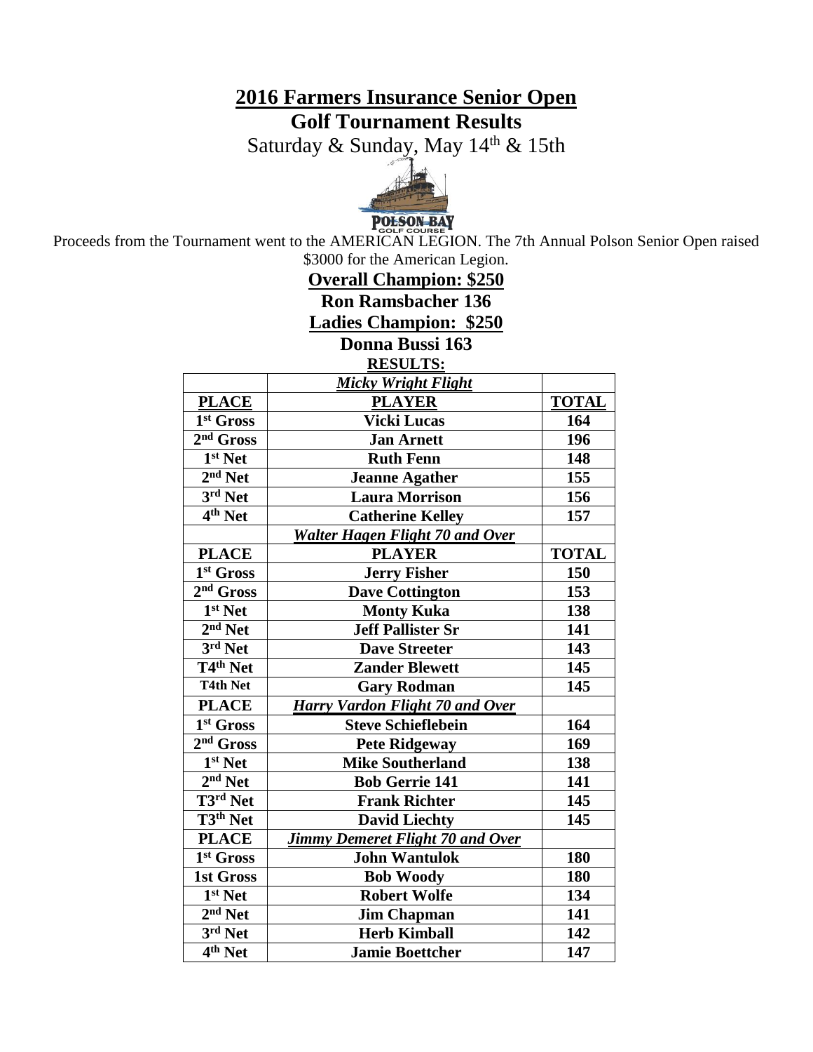# 2016 Farmers Insurance Senior Open

## Golf Tournament Results

Saturday & Sunday, May 14th & 15th

POLSON BAY GOLF COURSE

Proceeds from the Tournament went to the AMERICAN LEGION. The 7th Annual Polson Senior Open raised $3000 for the American Legion.

**Overall Champion: $250**

**Ron Ramsbacher 136**

**Ladies Champion: $250**

**Donna Bussi 163**

**RESULTS:**

| | ***Micky Wright Flight*** | |
|---|---|---|
| **PLACE** | **PLAYER** | **TOTAL** |
| 1st Gross | Vicki Lucas | 164 |
| 2nd Gross | Jan Arnett | 196 |
| 1st Net | Ruth Fenn | 148 |
| 2nd Net | Jeanne Agather | 155 |
| 3rd Net | Laura Morrison | 156 |
| 4th Net | Catherine Kelley | 157 |
| | ***Walter Hagen Flight 70 and Over*** | |
| **PLACE** | **PLAYER** | **TOTAL** |
| 1st Gross | Jerry Fisher | 150 |
| 2nd Gross | Dave Cottington | 153 |
| 1st Net | Monty Kuka | 138 |
| 2nd Net | Jeff Pallister Sr | 141 |
| 3rd Net | Dave Streeter | 143 |
| T4th Net | Zander Blewett | 145 |
| T4th Net | Gary Rodman | 145 |
| **PLACE** | ***Harry Vardon Flight 70 and Over*** | |
| 1st Gross | Steve Schieflebein | 164 |
| 2nd Gross | Pete Ridgeway | 169 |
| 1st Net | Mike Southerland | 138 |
| 2nd Net | Bob Gerrie 141 | 141 |
| T3rd Net | Frank Richter | 145 |
| T3th Net | David Liechty | 145 |
| **PLACE** | ***Jimmy Demeret Flight 70 and Over*** | |
| 1st Gross | John Wantulok | 180 |
| 1st Gross | Bob Woody | 180 |
| 1st Net | Robert Wolfe | 134 |
| 2nd Net | Jim Chapman | 141 |
| 3rd Net | Herb Kimball | 142 |
| 4th Net | Jamie Boettcher | 147 |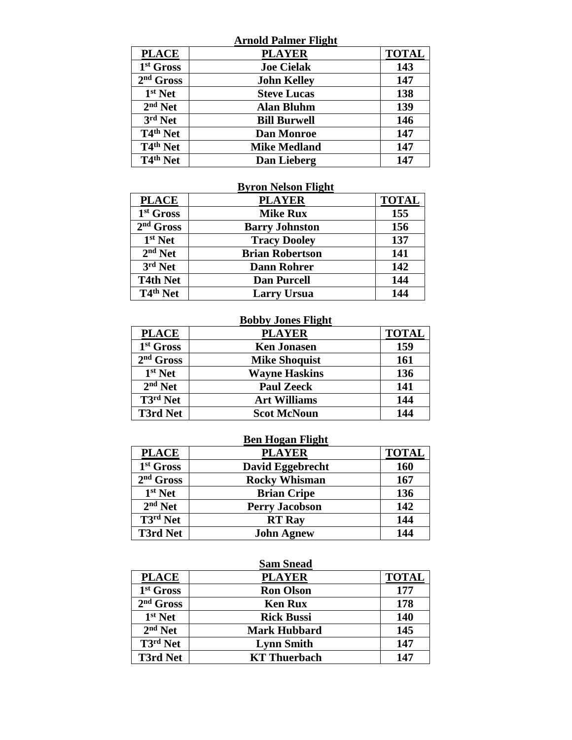**Arnold Palmer Flight**

| PLACE | PLAYER | TOTAL |
|---|---|---|
| 1st Gross | Joe Cielak | 143 |
| 2nd Gross | John Kelley | 147 |
| 1st Net | Steve Lucas | 138 |
| 2nd Net | Alan Bluhm | 139 |
| 3rd Net | Bill Burwell | 146 |
| T4th Net | Dan Monroe | 147 |
| T4th Net | Mike Medland | 147 |
| T4th Net | Dan Lieberg | 147 |

**Byron Nelson Flight**

| PLACE | PLAYER | TOTAL |
|---|---|---|
| 1st Gross | Mike Rux | 155 |
| 2nd Gross | Barry Johnston | 156 |
| 1st Net | Tracy Dooley | 137 |
| 2nd Net | Brian Robertson | 141 |
| 3rd Net | Dann Rohrer | 142 |
| T4th Net | Dan Purcell | 144 |
| T4th Net | Larry Ursua | 144 |

**Bobby Jones Flight**

| PLACE | PLAYER | TOTAL |
|---|---|---|
| 1st Gross | Ken Jonasen | 159 |
| 2nd Gross | Mike Shoquist | 161 |
| 1st Net | Wayne Haskins | 136 |
| 2nd Net | Paul Zeeck | 141 |
| T3rd Net | Art Williams | 144 |
| T3rd Net | Scot McNoun | 144 |

**Ben Hogan Flight**

| PLACE | PLAYER | TOTAL |
|---|---|---|
| 1st Gross | David Eggebrecht | 160 |
| 2nd Gross | Rocky Whisman | 167 |
| 1st Net | Brian Cripe | 136 |
| 2nd Net | Perry Jacobson | 142 |
| T3rd Net | RT Ray | 144 |
| T3rd Net | John Agnew | 144 |

**Sam Snead**

| PLACE | PLAYER | TOTAL |
|---|---|---|
| 1st Gross | Ron Olson | 177 |
| 2nd Gross | Ken Rux | 178 |
| 1st Net | Rick Bussi | 140 |
| 2nd Net | Mark Hubbard | 145 |
| T3rd Net | Lynn Smith | 147 |
| T3rd Net | KT Thuerbach | 147 |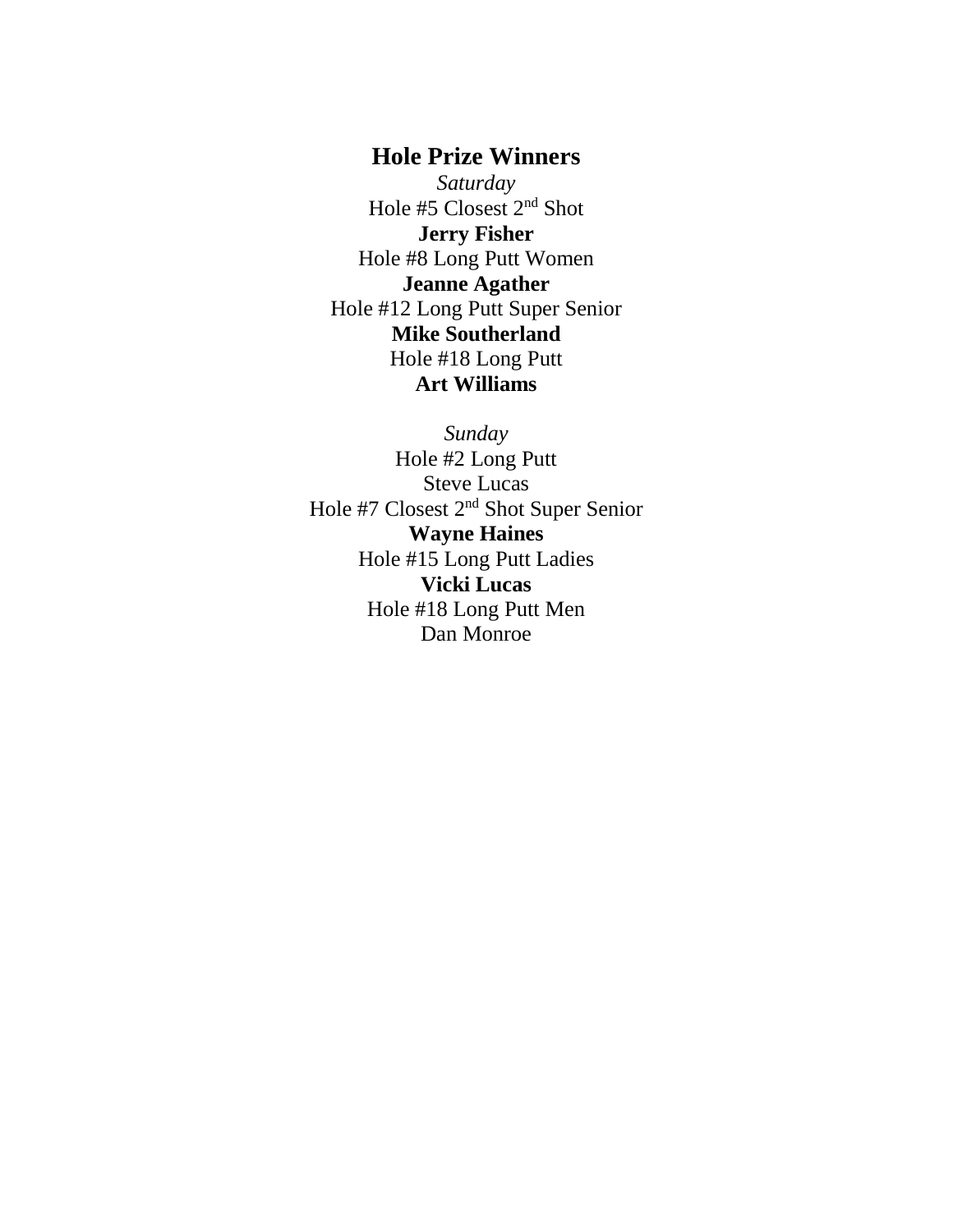## Hole Prize Winners

*Saturday*

Hole #5 Closest 2nd Shot

**Jerry Fisher**

Hole #8 Long Putt Women

**Jeanne Agather**

Hole #12 Long Putt Super Senior

**Mike Southerland**

Hole #18 Long Putt

**Art Williams**

*Sunday*

Hole #2 Long Putt

Steve Lucas

Hole #7 Closest 2nd Shot Super Senior

**Wayne Haines**

Hole #15 Long Putt Ladies

**Vicki Lucas**

Hole #18 Long Putt Men

Dan Monroe